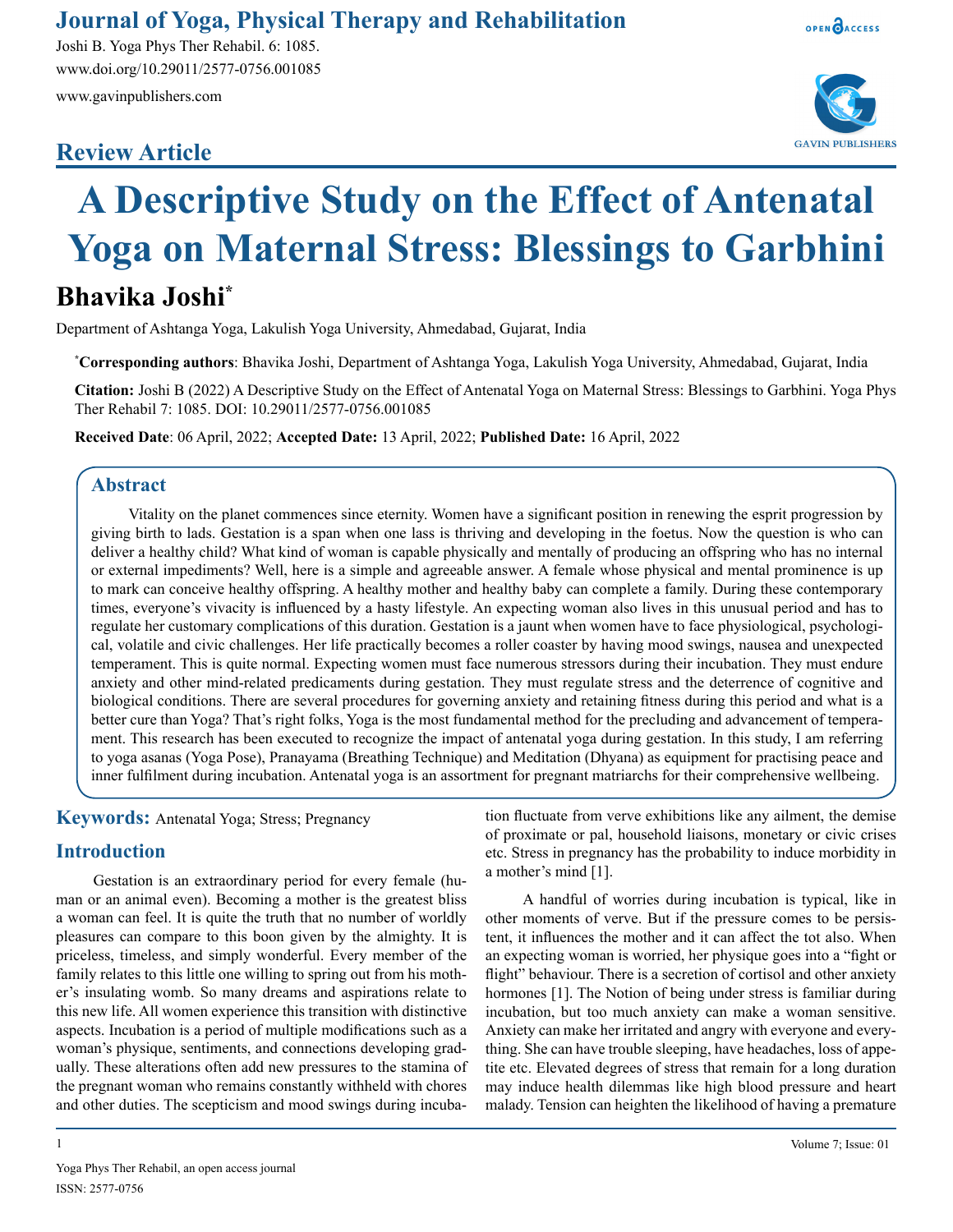# A Descriptive Study on the Effect of Antenatal Yoga on Maternal Stress: Blessings to Garbhini

**Review Article**

**Bhavika Joshi***

Department of Ashtanga Yoga, Lakulish Yoga University, Ahmedabad, Gujarat, India

***Corresponding authors**: Bhavika Joshi, Department of Ashtanga Yoga, Lakulish Yoga University, Ahmedabad, Gujarat, India

**Citation:** Joshi B (2022) A Descriptive Study on the Effect of Antenatal Yoga on Maternal Stress: Blessings to Garbhini. Yoga Phys Ther Rehabil 7: 1085. DOI: 10.29011/2577-0756.001085

**Received Date**: 06 April, 2022; **Accepted Date:** 13 April, 2022; **Published Date:** 16 April, 2022

## Abstract

Vitality on the planet commences since eternity. Women have a significant position in renewing the esprit progression by giving birth to lads. Gestation is a span when one lass is thriving and developing in the foetus. Now the question is who can deliver a healthy child? What kind of woman is capable physically and mentally of producing an offspring who has no internal or external impediments? Well, here is a simple and agreeable answer. A female whose physical and mental prominence is up to mark can conceive healthy offspring. A healthy mother and healthy baby can complete a family. During these contemporary times, everyone's vivacity is influenced by a hasty lifestyle. An expecting woman also lives in this unusual period and has to regulate her customary complications of this duration. Gestation is a jaunt when women have to face physiological, psychological, volatile and civic challenges. Her life practically becomes a roller coaster by having mood swings, nausea and unexpected temperament. This is quite normal. Expecting women must face numerous stressors during their incubation. They must endure anxiety and other mind-related predicaments during gestation. They must regulate stress and the deterrence of cognitive and biological conditions. There are several procedures for governing anxiety and retaining fitness during this period and what is a better cure than Yoga? That's right folks, Yoga is the most fundamental method for the precluding and advancement of temperament. This research has been executed to recognize the impact of antenatal yoga during gestation. In this study, I am referring to yoga asanas (Yoga Pose), Pranayama (Breathing Technique) and Meditation (Dhyana) as equipment for practising peace and inner fulfilment during incubation. Antenatal yoga is an assortment for pregnant matriarchs for their comprehensive wellbeing.

**Keywords:** Antenatal Yoga; Stress; Pregnancy

## Introduction

Gestation is an extraordinary period for every female (human or an animal even). Becoming a mother is the greatest bliss a woman can feel. It is quite the truth that no number of worldly pleasures can compare to this boon given by the almighty. It is priceless, timeless, and simply wonderful. Every member of the family relates to this little one willing to spring out from his mother's insulating womb. So many dreams and aspirations relate to this new life. All women experience this transition with distinctive aspects. Incubation is a period of multiple modifications such as a woman's physique, sentiments, and connections developing gradually. These alterations often add new pressures to the stamina of the pregnant woman who remains constantly withheld with chores and other duties. The scepticism and mood swings during incubation fluctuate from verve exhibitions like any ailment, the demise of proximate or pal, household liaisons, monetary or civic crises etc. Stress in pregnancy has the probability to induce morbidity in a mother's mind [1].

A handful of worries during incubation is typical, like in other moments of verve. But if the pressure comes to be persistent, it influences the mother and it can affect the tot also. When an expecting woman is worried, her physique goes into a "fight or flight" behaviour. There is a secretion of cortisol and other anxiety hormones [1]. The Notion of being under stress is familiar during incubation, but too much anxiety can make a woman sensitive. Anxiety can make her irritated and angry with everyone and everything. She can have trouble sleeping, have headaches, loss of appetite etc. Elevated degrees of stress that remain for a long duration may induce health dilemmas like high blood pressure and heart malady. Tension can heighten the likelihood of having a premature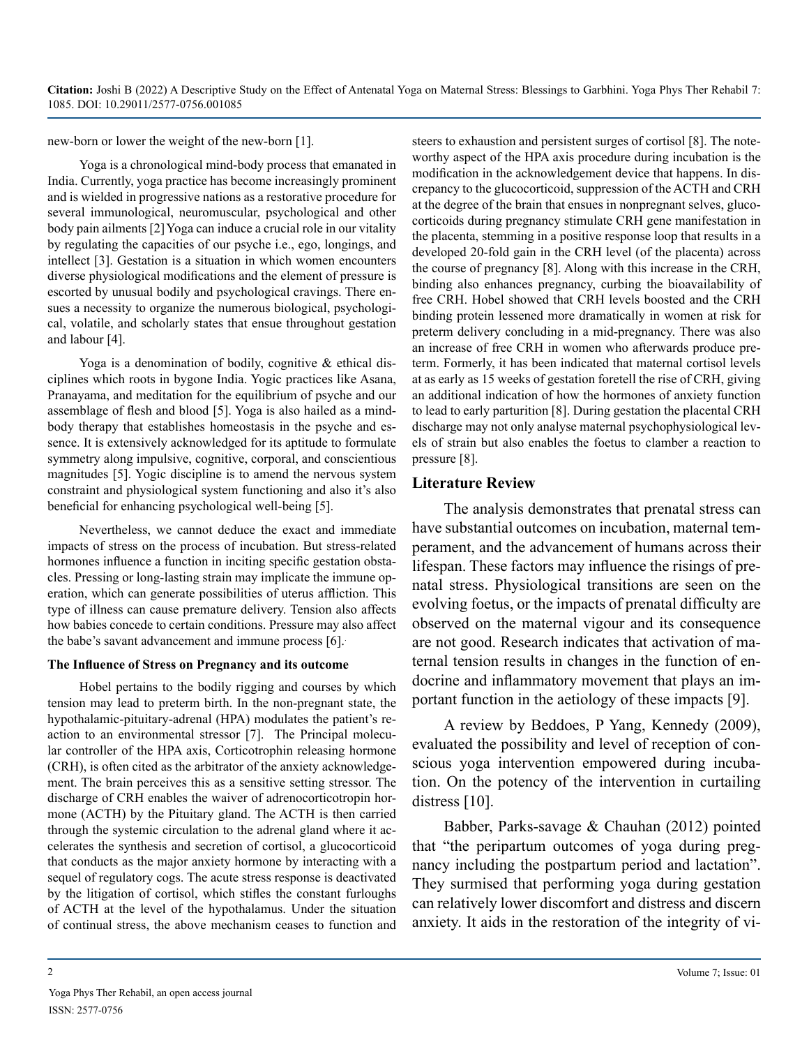new-born or lower the weight of the new-born [1].

Yoga is a chronological mind-body process that emanated in India. Currently, yoga practice has become increasingly prominent and is wielded in progressive nations as a restorative procedure for several immunological, neuromuscular, psychological and other body pain ailments [2] Yoga can induce a crucial role in our vitality by regulating the capacities of our psyche i.e., ego, longings, and intellect [3]. Gestation is a situation in which women encounters diverse physiological modifications and the element of pressure is escorted by unusual bodily and psychological cravings. There ensues a necessity to organize the numerous biological, psychological, volatile, and scholarly states that ensue throughout gestation and labour [4].

Yoga is a denomination of bodily, cognitive & ethical disciplines which roots in bygone India. Yogic practices like Asana, Pranayama, and meditation for the equilibrium of psyche and our assemblage of flesh and blood [5]. Yoga is also hailed as a mind-body therapy that establishes homeostasis in the psyche and essence. It is extensively acknowledged for its aptitude to formulate symmetry along impulsive, cognitive, corporal, and conscientious magnitudes [5]. Yogic discipline is to amend the nervous system constraint and physiological system functioning and also it's also beneficial for enhancing psychological well-being [5].

Nevertheless, we cannot deduce the exact and immediate impacts of stress on the process of incubation. But stress-related hormones influence a function in inciting specific gestation obstacles. Pressing or long-lasting strain may implicate the immune operation, which can generate possibilities of uterus affliction. This type of illness can cause premature delivery. Tension also affects how babies concede to certain conditions. Pressure may also affect the babe's savant advancement and immune process [6].

### The Influence of Stress on Pregnancy and its outcome

Hobel pertains to the bodily rigging and courses by which tension may lead to preterm birth. In the non-pregnant state, the hypothalamic-pituitary-adrenal (HPA) modulates the patient's reaction to an environmental stressor [7]. The Principal molecular controller of the HPA axis, Corticotrophin releasing hormone (CRH), is often cited as the arbitrator of the anxiety acknowledgement. The brain perceives this as a sensitive setting stressor. The discharge of CRH enables the waiver of adrenocorticotropin hormone (ACTH) by the Pituitary gland. The ACTH is then carried through the systemic circulation to the adrenal gland where it accelerates the synthesis and secretion of cortisol, a glucocorticoid that conducts as the major anxiety hormone by interacting with a sequel of regulatory cogs. The acute stress response is deactivated by the litigation of cortisol, which stifles the constant furloughs of ACTH at the level of the hypothalamus. Under the situation of continual stress, the above mechanism ceases to function and steers to exhaustion and persistent surges of cortisol [8]. The noteworthy aspect of the HPA axis procedure during incubation is the modification in the acknowledgement device that happens. In discrepancy to the glucocorticoid, suppression of the ACTH and CRH at the degree of the brain that ensues in nonpregnant selves, glucocorticoids during pregnancy stimulate CRH gene manifestation in the placenta, stemming in a positive response loop that results in a developed 20-fold gain in the CRH level (of the placenta) across the course of pregnancy [8]. Along with this increase in the CRH, binding also enhances pregnancy, curbing the bioavailability of free CRH. Hobel showed that CRH levels boosted and the CRH binding protein lessened more dramatically in women at risk for preterm delivery concluding in a mid-pregnancy. There was also an increase of free CRH in women who afterwards produce preterm. Formerly, it has been indicated that maternal cortisol levels at as early as 15 weeks of gestation foretell the rise of CRH, giving an additional indication of how the hormones of anxiety function to lead to early parturition [8]. During gestation the placental CRH discharge may not only analyse maternal psychophysiological levels of strain but also enables the foetus to clamber a reaction to pressure [8].

## Literature Review

The analysis demonstrates that prenatal stress can have substantial outcomes on incubation, maternal temperament, and the advancement of humans across their lifespan. These factors may influence the risings of prenatal stress. Physiological transitions are seen on the evolving foetus, or the impacts of prenatal difficulty are observed on the maternal vigour and its consequence are not good. Research indicates that activation of maternal tension results in changes in the function of endocrine and inflammatory movement that plays an important function in the aetiology of these impacts [9].

A review by Beddoes, P Yang, Kennedy (2009), evaluated the possibility and level of reception of conscious yoga intervention empowered during incubation. On the potency of the intervention in curtailing distress [10].

Babber, Parks-savage & Chauhan (2012) pointed that "the peripartum outcomes of yoga during pregnancy including the postpartum period and lactation". They surmised that performing yoga during gestation can relatively lower discomfort and distress and discern anxiety. It aids in the restoration of the integrity of vi-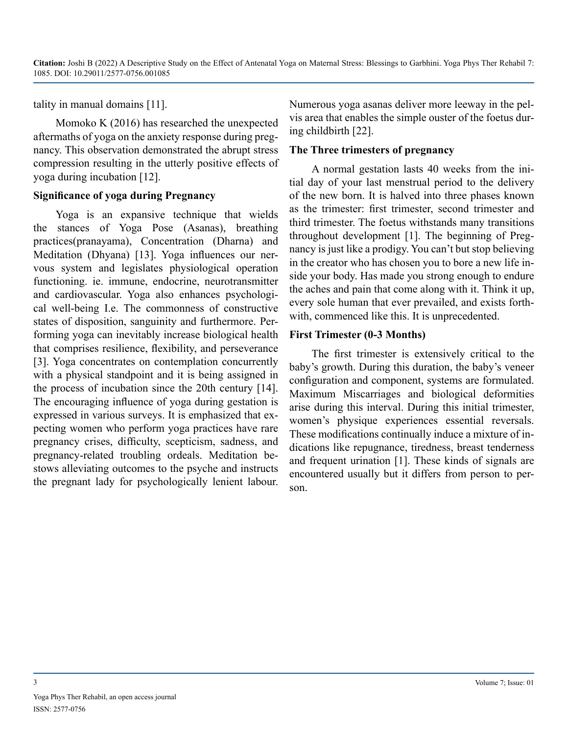tality in manual domains [11].

Momoko K (2016) has researched the unexpected aftermaths of yoga on the anxiety response during pregnancy. This observation demonstrated the abrupt stress compression resulting in the utterly positive effects of yoga during incubation [12].

### Significance of yoga during Pregnancy

Yoga is an expansive technique that wields the stances of Yoga Pose (Asanas), breathing practices(pranayama), Concentration (Dharna) and Meditation (Dhyana) [13]. Yoga influences our nervous system and legislates physiological operation functioning. ie. immune, endocrine, neurotransmitter and cardiovascular. Yoga also enhances psychological well-being I.e. The commonness of constructive states of disposition, sanguinity and furthermore. Performing yoga can inevitably increase biological health that comprises resilience, flexibility, and perseverance [3]. Yoga concentrates on contemplation concurrently with a physical standpoint and it is being assigned in the process of incubation since the 20th century [14]. The encouraging influence of yoga during gestation is expressed in various surveys. It is emphasized that expecting women who perform yoga practices have rare pregnancy crises, difficulty, scepticism, sadness, and pregnancy-related troubling ordeals. Meditation bestows alleviating outcomes to the psyche and instructs the pregnant lady for psychologically lenient labour. Numerous yoga asanas deliver more leeway in the pelvis area that enables the simple ouster of the foetus during childbirth [22].

### The Three trimesters of pregnancy

A normal gestation lasts 40 weeks from the initial day of your last menstrual period to the delivery of the new born. It is halved into three phases known as the trimester: first trimester, second trimester and third trimester. The foetus withstands many transitions throughout development [1]. The beginning of Pregnancy is just like a prodigy. You can't but stop believing in the creator who has chosen you to bore a new life inside your body. Has made you strong enough to endure the aches and pain that come along with it. Think it up, every sole human that ever prevailed, and exists forthwith, commenced like this. It is unprecedented.

### First Trimester (0-3 Months)

The first trimester is extensively critical to the baby's growth. During this duration, the baby's veneer configuration and component, systems are formulated. Maximum Miscarriages and biological deformities arise during this interval. During this initial trimester, women's physique experiences essential reversals. These modifications continually induce a mixture of indications like repugnance, tiredness, breast tenderness and frequent urination [1]. These kinds of signals are encountered usually but it differs from person to person.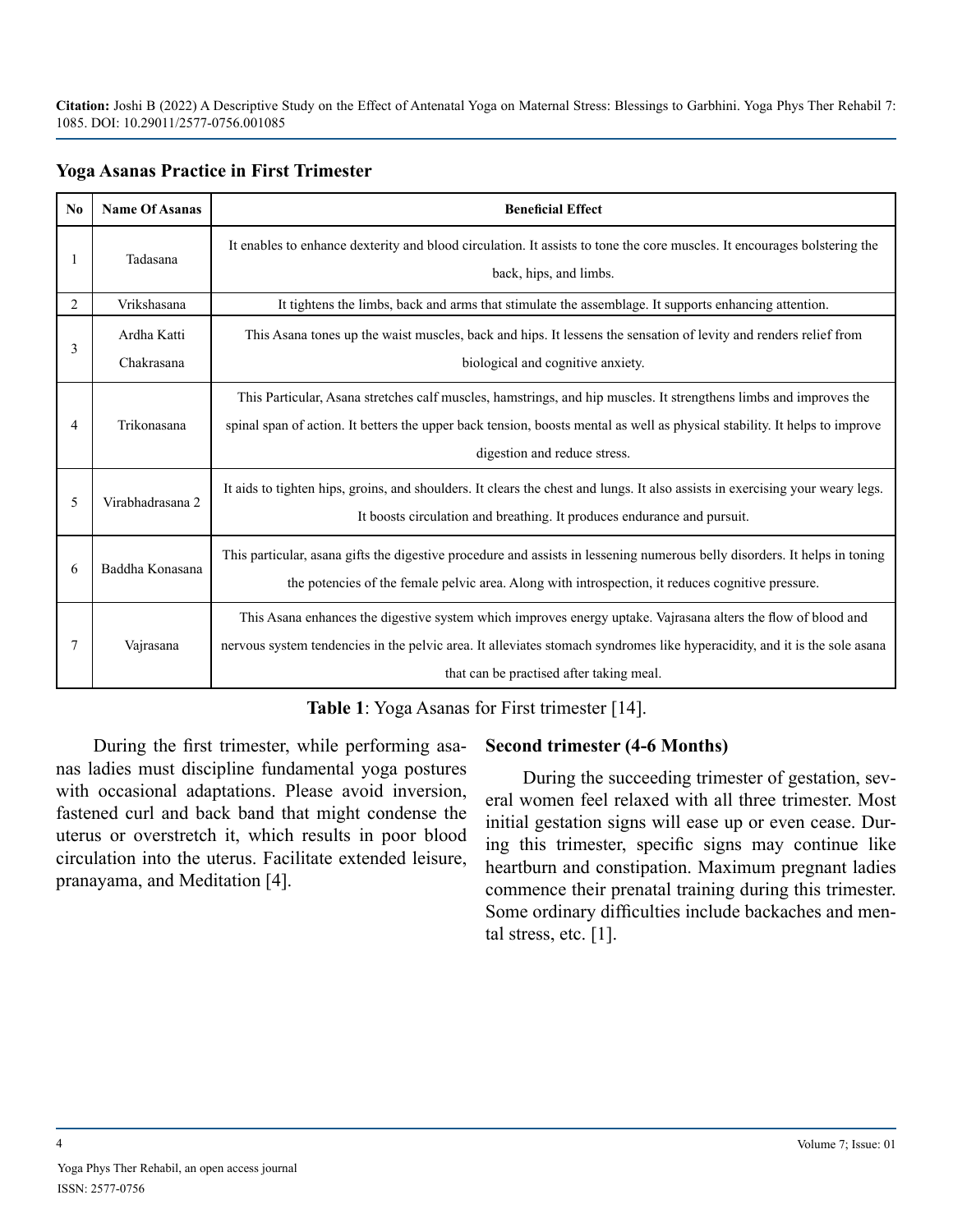## Yoga Asanas Practice in First Trimester

| No | Name Of Asanas | Beneficial Effect |
|---|---|---|
| 1 | Tadasana | It enables to enhance dexterity and blood circulation. It assists to tone the core muscles. It encourages bolstering the back, hips, and limbs. |
| 2 | Vrikshasana | It tightens the limbs, back and arms that stimulate the assemblage. It supports enhancing attention. |
| 3 | Ardha Katti Chakrasana | This Asana tones up the waist muscles, back and hips. It lessens the sensation of levity and renders relief from biological and cognitive anxiety. |
| 4 | Trikonasana | This Particular, Asana stretches calf muscles, hamstrings, and hip muscles. It strengthens limbs and improves the spinal span of action. It betters the upper back tension, boosts mental as well as physical stability. It helps to improve digestion and reduce stress. |
| 5 | Virabhadrasana 2 | It aids to tighten hips, groins, and shoulders. It clears the chest and lungs. It also assists in exercising your weary legs. It boosts circulation and breathing. It produces endurance and pursuit. |
| 6 | Baddha Konasana | This particular, asana gifts the digestive procedure and assists in lessening numerous belly disorders. It helps in toning the potencies of the female pelvic area. Along with introspection, it reduces cognitive pressure. |
| 7 | Vajrasana | This Asana enhances the digestive system which improves energy uptake. Vajrasana alters the flow of blood and nervous system tendencies in the pelvic area. It alleviates stomach syndromes like hyperacidity, and it is the sole asana that can be practised after taking meal. |

**Table 1**: Yoga Asanas for First trimester [14].

During the first trimester, while performing asanas ladies must discipline fundamental yoga postures with occasional adaptations. Please avoid inversion, fastened curl and back band that might condense the uterus or overstretch it, which results in poor blood circulation into the uterus. Facilitate extended leisure, pranayama, and Meditation [4].

### Second trimester (4-6 Months)

During the succeeding trimester of gestation, several women feel relaxed with all three trimester. Most initial gestation signs will ease up or even cease. During this trimester, specific signs may continue like heartburn and constipation. Maximum pregnant ladies commence their prenatal training during this trimester. Some ordinary difficulties include backaches and mental stress, etc. [1].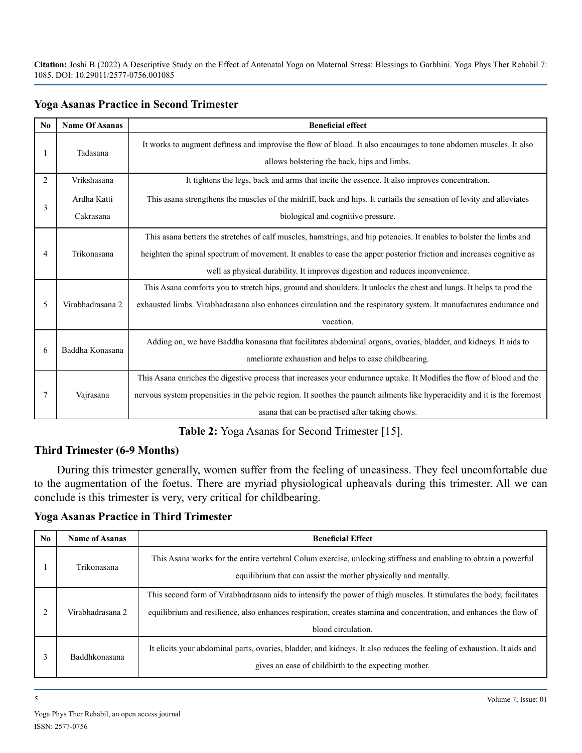### Yoga Asanas Practice in Second Trimester

| No | Name Of Asanas | Beneficial effect |
|---|---|---|
| 1 | Tadasana | It works to augment deftness and improvise the flow of blood. It also encourages to tone abdomen muscles. It also allows bolstering the back, hips and limbs. |
| 2 | Vrikshasana | It tightens the legs, back and arms that incite the essence. It also improves concentration. |
| 3 | Ardha Katti Cakrasana | This asana strengthens the muscles of the midriff, back and hips. It curtails the sensation of levity and alleviates biological and cognitive pressure. |
| 4 | Trikonasana | This asana betters the stretches of calf muscles, hamstrings, and hip potencies. It enables to bolster the limbs and heighten the spinal spectrum of movement. It enables to ease the upper posterior friction and increases cognitive as well as physical durability. It improves digestion and reduces inconvenience. |
| 5 | Virabhadrasana 2 | This Asana comforts you to stretch hips, ground and shoulders. It unlocks the chest and lungs. It helps to prod the exhausted limbs. Virabhadrasana also enhances circulation and the respiratory system. It manufactures endurance and vocation. |
| 6 | Baddha Konasana | Adding on, we have Baddha konasana that facilitates abdominal organs, ovaries, bladder, and kidneys. It aids to ameliorate exhaustion and helps to ease childbearing. |
| 7 | Vajrasana | This Asana enriches the digestive process that increases your endurance uptake. It Modifies the flow of blood and the nervous system propensities in the pelvic region. It soothes the paunch ailments like hyperacidity and it is the foremost asana that can be practised after taking chows. |

**Table 2:** Yoga Asanas for Second Trimester [15].

### Third Trimester (6-9 Months)

During this trimester generally, women suffer from the feeling of uneasiness. They feel uncomfortable due to the augmentation of the foetus. There are myriad physiological upheavals during this trimester. All we can conclude is this trimester is very, very critical for childbearing.

### Yoga Asanas Practice in Third Trimester

| No | Name of Asanas | Beneficial Effect |
|---|---|---|
| 1 | Trikonasana | This Asana works for the entire vertebral Colum exercise, unlocking stiffness and enabling to obtain a powerful equilibrium that can assist the mother physically and mentally. |
| 2 | Virabhadrasana 2 | This second form of Virabhadrasana aids to intensify the power of thigh muscles. It stimulates the body, facilitates equilibrium and resilience, also enhances respiration, creates stamina and concentration, and enhances the flow of blood circulation. |
| 3 | Baddhkonasana | It elicits your abdominal parts, ovaries, bladder, and kidneys. It also reduces the feeling of exhaustion. It aids and gives an ease of childbirth to the expecting mother. |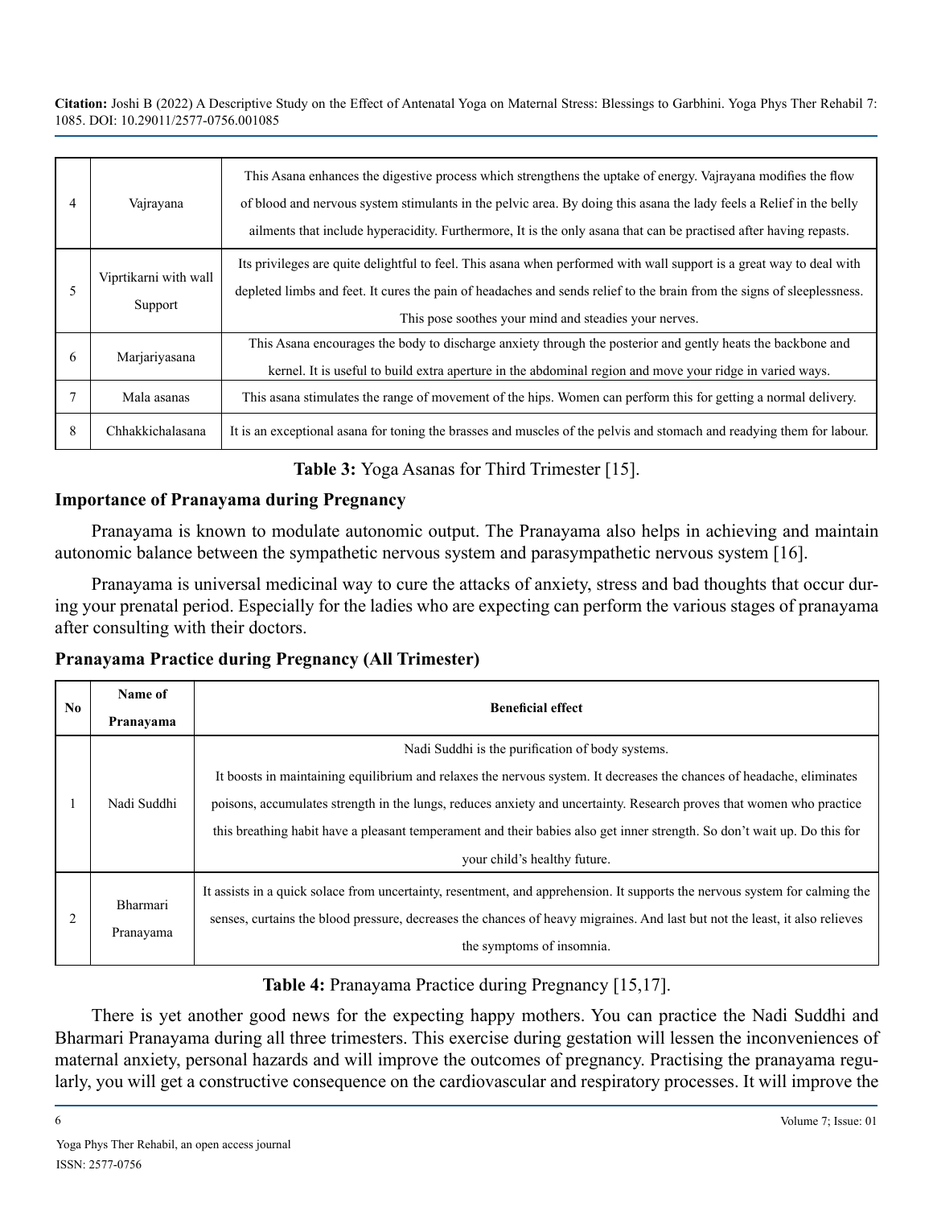| 4 | Vajrayana | This Asana enhances the digestive process which strengthens the uptake of energy. Vajrayana modifies the flow of blood and nervous system stimulants in the pelvic area. By doing this asana the lady feels a Relief in the belly ailments that include hyperacidity. Furthermore, It is the only asana that can be practised after having repasts. |
|---|---|---|
| 5 | Viprtikarni with wall Support | Its privileges are quite delightful to feel. This asana when performed with wall support is a great way to deal with depleted limbs and feet. It cures the pain of headaches and sends relief to the brain from the signs of sleeplessness. This pose soothes your mind and steadies your nerves. |
| 6 | Marjariyasana | This Asana encourages the body to discharge anxiety through the posterior and gently heats the backbone and kernel. It is useful to build extra aperture in the abdominal region and move your ridge in varied ways. |
| 7 | Mala asanas | This asana stimulates the range of movement of the hips. Women can perform this for getting a normal delivery. |
| 8 | Chhakkichalasana | It is an exceptional asana for toning the brasses and muscles of the pelvis and stomach and readying them for labour. |

**Table 3:** Yoga Asanas for Third Trimester [15].

## Importance of Pranayama during Pregnancy

Pranayama is known to modulate autonomic output. The Pranayama also helps in achieving and maintain autonomic balance between the sympathetic nervous system and parasympathetic nervous system [16].

Pranayama is universal medicinal way to cure the attacks of anxiety, stress and bad thoughts that occur during your prenatal period. Especially for the ladies who are expecting can perform the various stages of pranayama after consulting with their doctors.

## Pranayama Practice during Pregnancy (All Trimester)

| No | Name of Pranayama | Beneficial effect |
|---|---|---|
| 1 | Nadi Suddhi | Nadi Suddhi is the purification of body systems. It boosts in maintaining equilibrium and relaxes the nervous system. It decreases the chances of headache, eliminates poisons, accumulates strength in the lungs, reduces anxiety and uncertainty. Research proves that women who practice this breathing habit have a pleasant temperament and their babies also get inner strength. So don't wait up. Do this for your child's healthy future. |
| 2 | Bharmari Pranayama | It assists in a quick solace from uncertainty, resentment, and apprehension. It supports the nervous system for calming the senses, curtains the blood pressure, decreases the chances of heavy migraines. And last but not the least, it also relieves the symptoms of insomnia. |

**Table 4:** Pranayama Practice during Pregnancy [15,17].

There is yet another good news for the expecting happy mothers. You can practice the Nadi Suddhi and Bharmari Pranayama during all three trimesters. This exercise during gestation will lessen the inconveniences of maternal anxiety, personal hazards and will improve the outcomes of pregnancy. Practising the pranayama regularly, you will get a constructive consequence on the cardiovascular and respiratory processes. It will improve the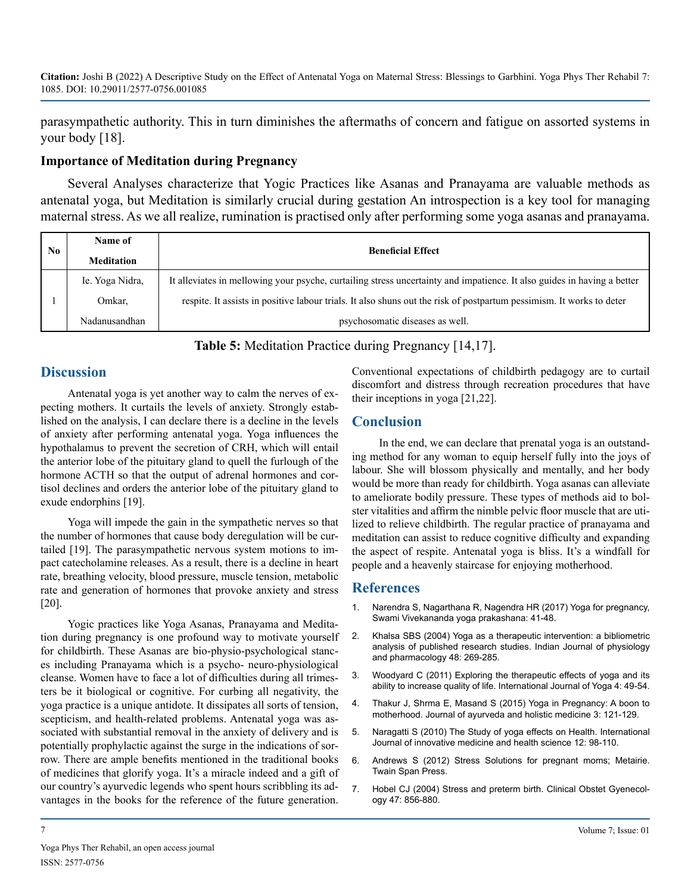parasympathetic authority. This in turn diminishes the aftermaths of concern and fatigue on assorted systems in your body [18].

### Importance of Meditation during Pregnancy

Several Analyses characterize that Yogic Practices like Asanas and Pranayama are valuable methods as antenatal yoga, but Meditation is similarly crucial during gestation An introspection is a key tool for managing maternal stress. As we all realize, rumination is practised only after performing some yoga asanas and pranayama.

| No | Name of Meditation | Beneficial Effect |
|---|---|---|
| 1 | Ie. Yoga Nidra, Omkar, Nadanusandhan | It alleviates in mellowing your psyche, curtailing stress uncertainty and impatience. It also guides in having a better respite. It assists in positive labour trials. It also shuns out the risk of postpartum pessimism. It works to deter psychosomatic diseases as well. |

**Table 5:** Meditation Practice during Pregnancy [14,17].

## Discussion

Antenatal yoga is yet another way to calm the nerves of expecting mothers. It curtails the levels of anxiety. Strongly established on the analysis, I can declare there is a decline in the levels of anxiety after performing antenatal yoga. Yoga influences the hypothalamus to prevent the secretion of CRH, which will entail the anterior lobe of the pituitary gland to quell the furlough of the hormone ACTH so that the output of adrenal hormones and cortisol declines and orders the anterior lobe of the pituitary gland to exude endorphins [19].

Yoga will impede the gain in the sympathetic nerves so that the number of hormones that cause body deregulation will be curtailed [19]. The parasympathetic nervous system motions to impact catecholamine releases. As a result, there is a decline in heart rate, breathing velocity, blood pressure, muscle tension, metabolic rate and generation of hormones that provoke anxiety and stress [20].

Yogic practices like Yoga Asanas, Pranayama and Meditation during pregnancy is one profound way to motivate yourself for childbirth. These Asanas are bio-physio-psychological stances including Pranayama which is a psycho- neuro-physiological cleanse. Women have to face a lot of difficulties during all trimesters be it biological or cognitive. For curbing all negativity, the yoga practice is a unique antidote. It dissipates all sorts of tension, scepticism, and health-related problems. Antenatal yoga was associated with substantial removal in the anxiety of delivery and is potentially prophylactic against the surge in the indications of sorrow. There are ample benefits mentioned in the traditional books of medicines that glorify yoga. It's a miracle indeed and a gift of our country's ayurvedic legends who spent hours scribbling its advantages in the books for the reference of the future generation. Conventional expectations of childbirth pedagogy are to curtail discomfort and distress through recreation procedures that have their inceptions in yoga [21,22].

## Conclusion

In the end, we can declare that prenatal yoga is an outstanding method for any woman to equip herself fully into the joys of labour. She will blossom physically and mentally, and her body would be more than ready for childbirth. Yoga asanas can alleviate to ameliorate bodily pressure. These types of methods aid to bolster vitalities and affirm the nimble pelvic floor muscle that are utilized to relieve childbirth. The regular practice of pranayama and meditation can assist to reduce cognitive difficulty and expanding the aspect of respite. Antenatal yoga is bliss. It's a windfall for people and a heavenly staircase for enjoying motherhood.

## References

1. Narendra S, Nagarthana R, Nagendra HR (2017) Yoga for pregnancy, Swami Vivekananda yoga prakashana: 41-48.
2. Khalsa SBS (2004) Yoga as a therapeutic intervention: a bibliometric analysis of published research studies. Indian Journal of physiology and pharmacology 48: 269-285.
3. Woodyard C (2011) Exploring the therapeutic effects of yoga and its ability to increase quality of life. International Journal of Yoga 4: 49-54.
4. Thakur J, Shrma E, Masand S (2015) Yoga in Pregnancy: A boon to motherhood. Journal of ayurveda and holistic medicine 3: 121-129.
5. Naragatti S (2010) The Study of yoga effects on Health. International Journal of innovative medicine and health science 12: 98-110.
6. Andrews S (2012) Stress Solutions for pregnant moms; Metairie. Twain Span Press.
7. Hobel CJ (2004) Stress and preterm birth. Clinical Obstet Gyenecology 47: 856-880.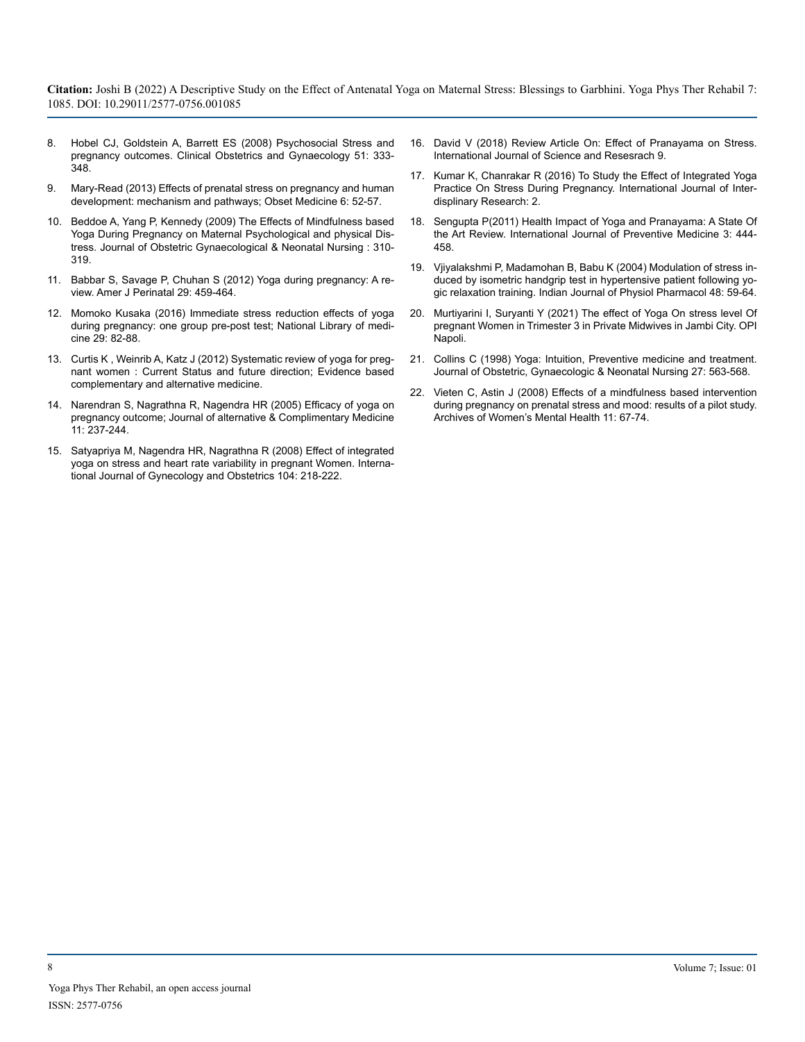8. Hobel CJ, Goldstein A, Barrett ES (2008) Psychosocial Stress and pregnancy outcomes. Clinical Obstetrics and Gynaecology 51: 333-348.

9. Mary-Read (2013) Effects of prenatal stress on pregnancy and human development: mechanism and pathways; Obset Medicine 6: 52-57.

10. Beddoe A, Yang P, Kennedy (2009) The Effects of Mindfulness based Yoga During Pregnancy on Maternal Psychological and physical Distress. Journal of Obstetric Gynaecological & Neonatal Nursing : 310-319.

11. Babbar S, Savage P, Chuhan S (2012) Yoga during pregnancy: A review. Amer J Perinatal 29: 459-464.

12. Momoko Kusaka (2016) Immediate stress reduction effects of yoga during pregnancy: one group pre-post test; National Library of medicine 29: 82-88.

13. Curtis K , Weinrib A, Katz J (2012) Systematic review of yoga for pregnant women : Current Status and future direction; Evidence based complementary and alternative medicine.

14. Narendran S, Nagrathna R, Nagendra HR (2005) Efficacy of yoga on pregnancy outcome; Journal of alternative & Complimentary Medicine 11: 237-244.

15. Satyapriya M, Nagendra HR, Nagrathna R (2008) Effect of integrated yoga on stress and heart rate variability in pregnant Women. International Journal of Gynecology and Obstetrics 104: 218-222.

16. David V (2018) Review Article On: Effect of Pranayama on Stress. International Journal of Science and Resesrach 9.

17. Kumar K, Chanrakar R (2016) To Study the Effect of Integrated Yoga Practice On Stress During Pregnancy. International Journal of Interdisplinary Research: 2.

18. Sengupta P(2011) Health Impact of Yoga and Pranayama: A State Of the Art Review. International Journal of Preventive Medicine 3: 444-458.

19. Vjiyalakshmi P, Madamohan B, Babu K (2004) Modulation of stress induced by isometric handgrip test in hypertensive patient following yogic relaxation training. Indian Journal of Physiol Pharmacol 48: 59-64.

20. Murtiyarini I, Suryanti Y (2021) The effect of Yoga On stress level Of pregnant Women in Trimester 3 in Private Midwives in Jambi City. OPI Napoli.

21. Collins C (1998) Yoga: Intuition, Preventive medicine and treatment. Journal of Obstetric, Gynaecologic & Neonatal Nursing 27: 563-568.

22. Vieten C, Astin J (2008) Effects of a mindfulness based intervention during pregnancy on prenatal stress and mood: results of a pilot study. Archives of Women's Mental Health 11: 67-74.